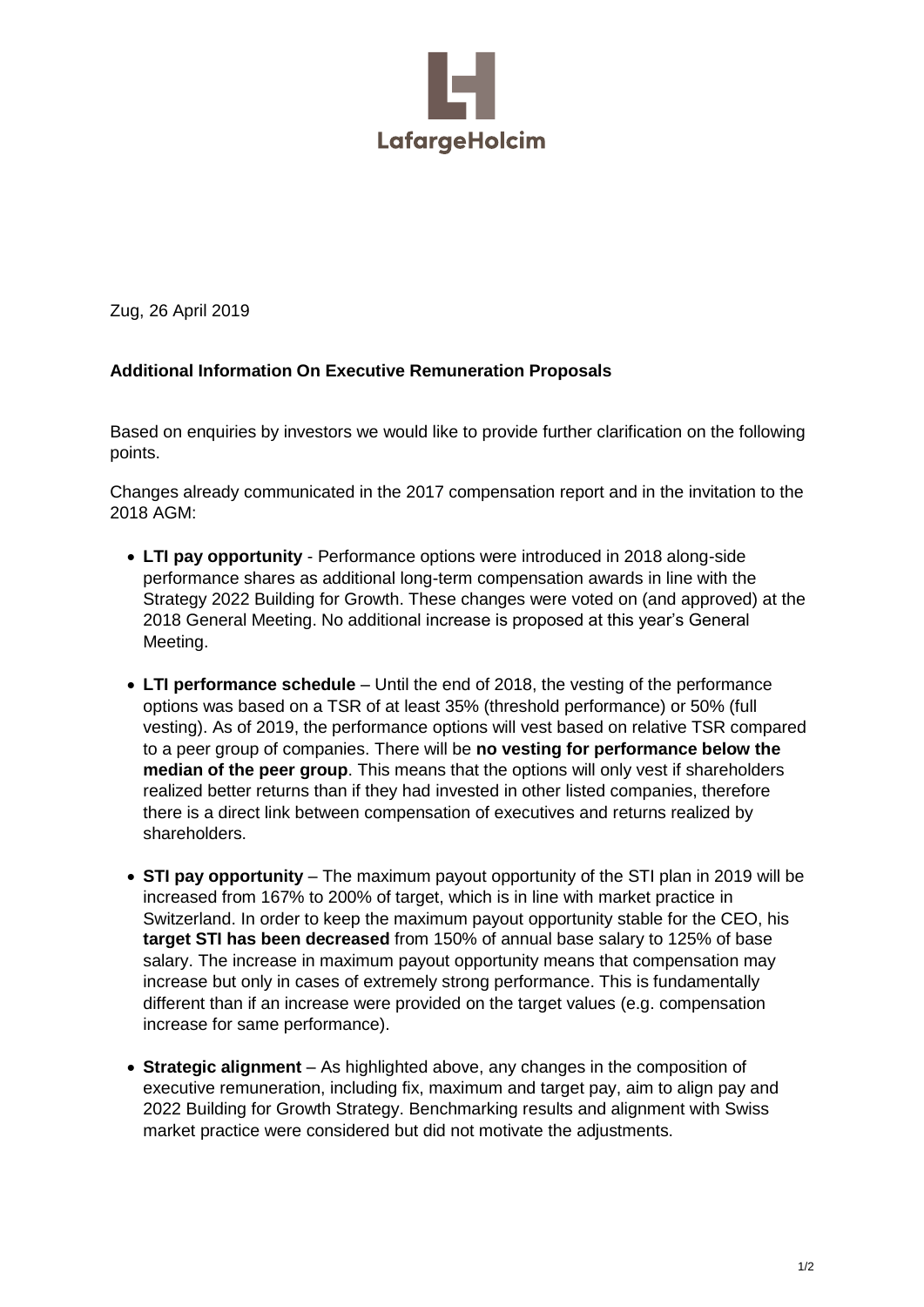LafargeHolcim

Zug, 26 April 2019

**Additional Information On Executive Remuneration Proposals**

Based on enquiries by investors we would like to provide further clarification on the following points.

Changes already communicated in the 2017 compensation report and in the invitation to the 2018 AGM:

- **LTI pay opportunity** - Performance options were introduced in 2018 along-side performance shares as additional long-term compensation awards in line with the Strategy 2022 Building for Growth. These changes were voted on (and approved) at the 2018 General Meeting. No additional increase is proposed at this year's General Meeting.

- **LTI performance schedule** – Until the end of 2018, the vesting of the performance options was based on a TSR of at least 35% (threshold performance) or 50% (full vesting). As of 2019, the performance options will vest based on relative TSR compared to a peer group of companies. There will be **no vesting for performance below the median of the peer group**. This means that the options will only vest if shareholders realized better returns than if they had invested in other listed companies, therefore there is a direct link between compensation of executives and returns realized by shareholders.

- **STI pay opportunity** – The maximum payout opportunity of the STI plan in 2019 will be increased from 167% to 200% of target, which is in line with market practice in Switzerland. In order to keep the maximum payout opportunity stable for the CEO, his **target STI has been decreased** from 150% of annual base salary to 125% of base salary. The increase in maximum payout opportunity means that compensation may increase but only in cases of extremely strong performance. This is fundamentally different than if an increase were provided on the target values (e.g. compensation increase for same performance).

- **Strategic alignment** – As highlighted above, any changes in the composition of executive remuneration, including fix, maximum and target pay, aim to align pay and 2022 Building for Growth Strategy. Benchmarking results and alignment with Swiss market practice were considered but did not motivate the adjustments.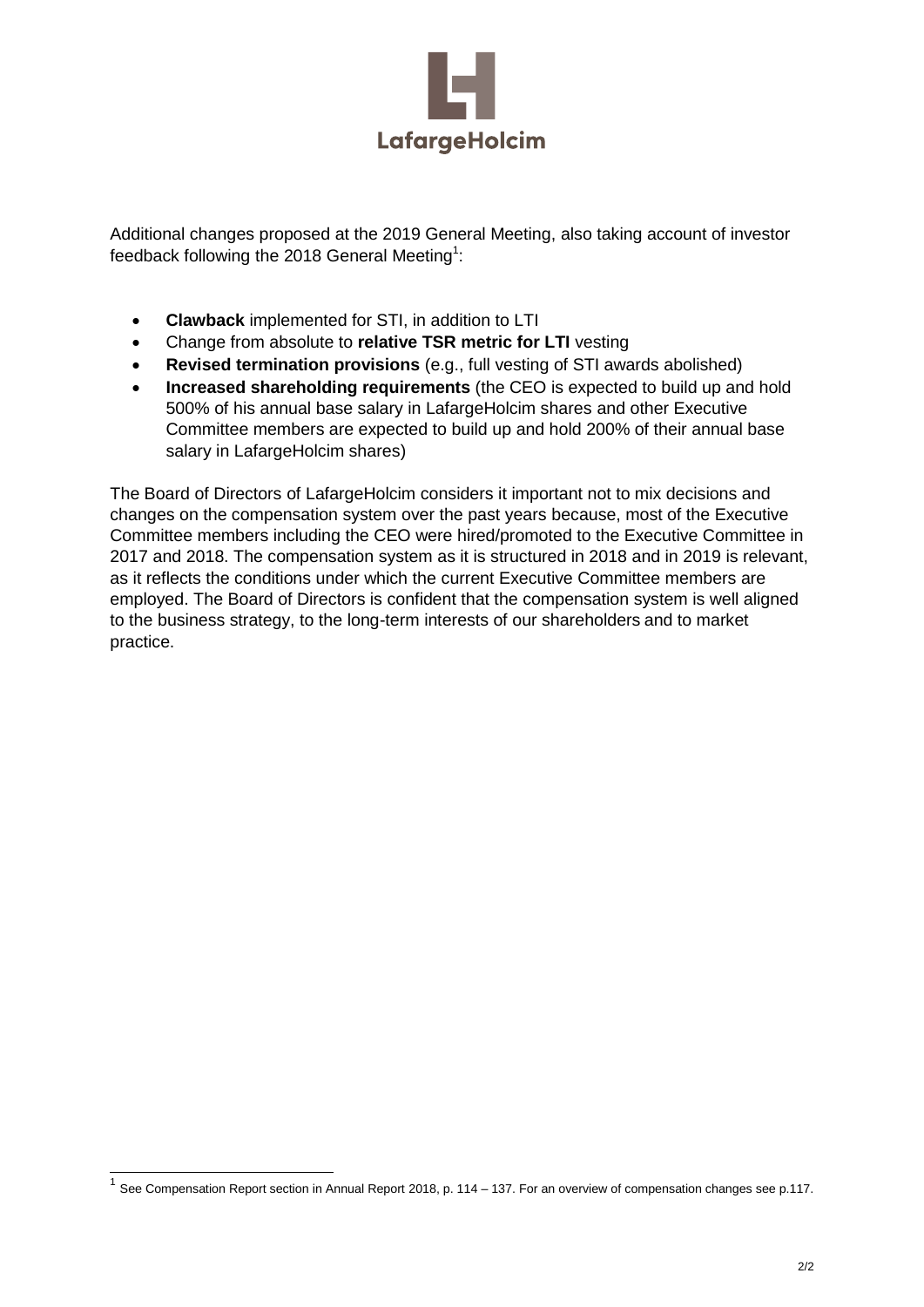Additional changes proposed at the 2019 General Meeting, also taking account of investor feedback following the 2018 General Meeting[1]:

- **Clawback** implemented for STI, in addition to LTI
- Change from absolute to **relative TSR metric for LTI** vesting
- **Revised termination provisions** (e.g., full vesting of STI awards abolished)
- **Increased shareholding requirements** (the CEO is expected to build up and hold 500% of his annual base salary in LafargeHolcim shares and other Executive Committee members are expected to build up and hold 200% of their annual base salary in LafargeHolcim shares)

The Board of Directors of LafargeHolcim considers it important not to mix decisions and changes on the compensation system over the past years because, most of the Executive Committee members including the CEO were hired/promoted to the Executive Committee in 2017 and 2018. The compensation system as it is structured in 2018 and in 2019 is relevant, as it reflects the conditions under which the current Executive Committee members are employed. The Board of Directors is confident that the compensation system is well aligned to the business strategy, to the long-term interests of our shareholders and to market practice.

[1] See Compensation Report section in Annual Report 2018, p. 114 – 137. For an overview of compensation changes see p.117.